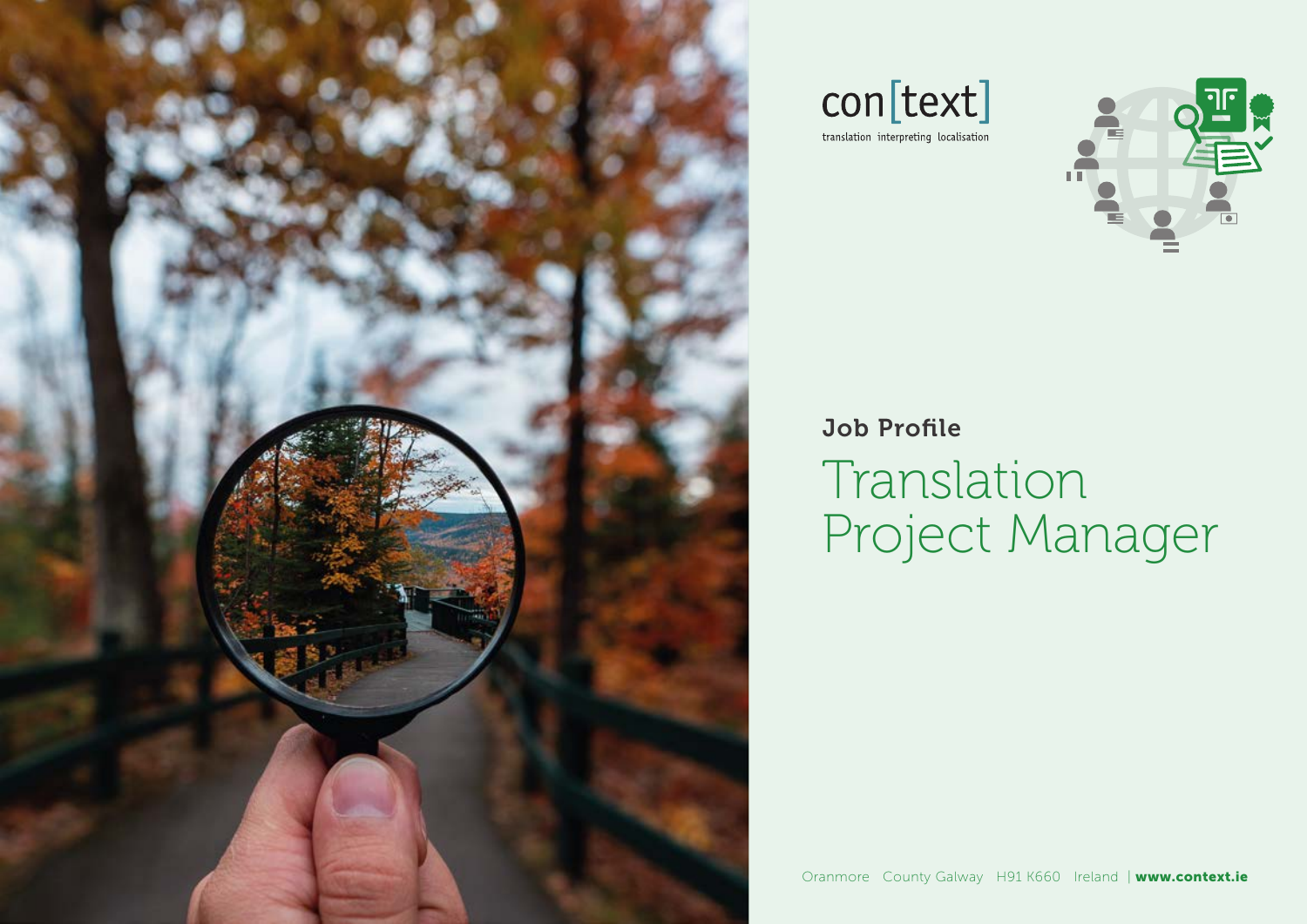con[text]

translation interpreting localisation

## Job Profile

# Translation Project Manager

Oranmore County Galway H91 K660 Ireland | **www.context.ie**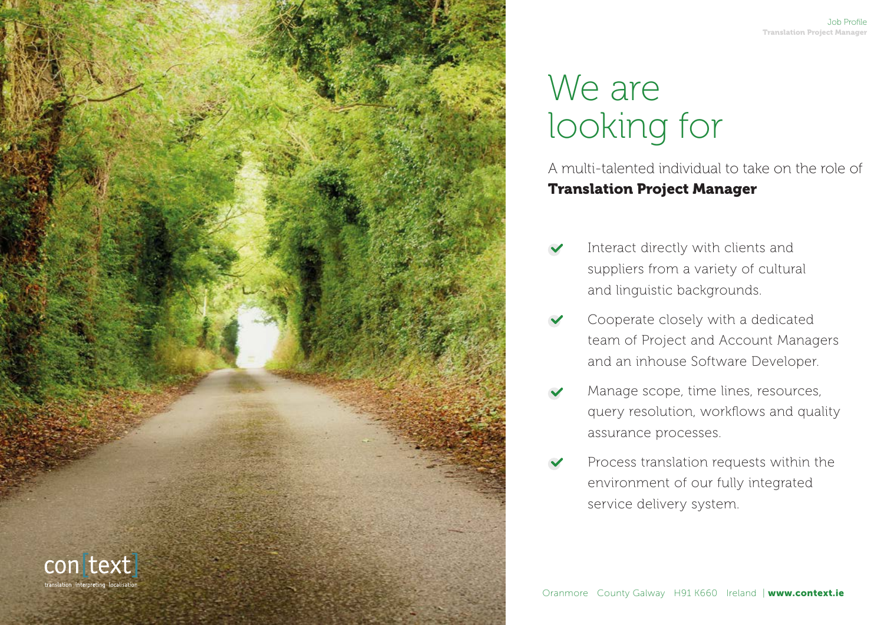# We are looking for

A multi-talented individual to take on the role of **Translation Project Manager**

- Interact directly with clients and suppliers from a variety of cultural and linguistic backgrounds.
- Cooperate closely with a dedicated team of Project and Account Managers and an inhouse Software Developer.
- Manage scope, time lines, resources, query resolution, workflows and quality assurance processes.
- Process translation requests within the environment of our fully integrated service delivery system.

con[text]
translation interpreting localisation

Oranmore County Galway H91 K660 Ireland | **www.context.ie**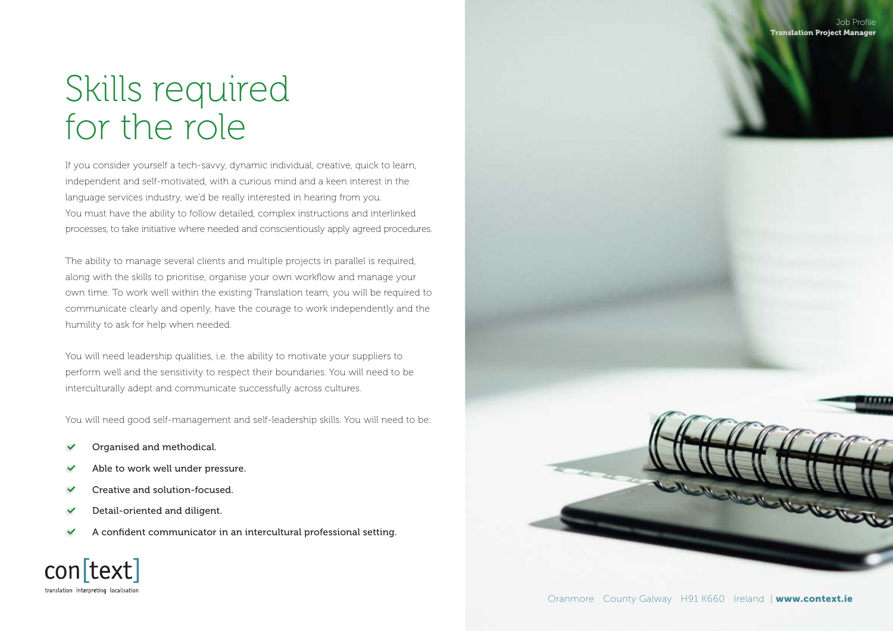# Skills required for the role

If you consider yourself a tech-savvy, dynamic individual, creative, quick to learn, independent and self-motivated, with a curious mind and a keen interest in the language services industry, we'd be really interested in hearing from you. You must have the ability to follow detailed, complex instructions and interlinked processes, to take initiative where needed and conscientiously apply agreed procedures.

The ability to manage several clients and multiple projects in parallel is required, along with the skills to prioritise, organise your own workflow and manage your own time. To work well within the existing Translation team, you will be required to communicate clearly and openly, have the courage to work independently and the humility to ask for help when needed.

You will need leadership qualities, i.e. the ability to motivate your suppliers to perform well and the sensitivity to respect their boundaries. You will need to be interculturally adept and communicate successfully across cultures.

You will need good self-management and self-leadership skills. You will need to be:

- Organised and methodical.
- Able to work well under pressure.
- Creative and solution-focused.
- Detail-oriented and diligent.
- A confident communicator in an intercultural professional setting.

con[text]
translation interpreting localisation

Oranmore County Galway H91 K660 Ireland | **www.context.ie**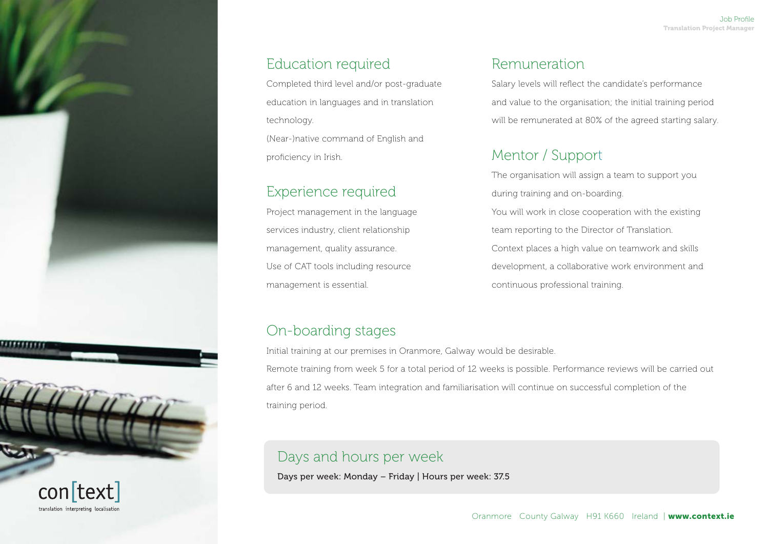## Education required

Completed third level and/or post-graduate education in languages and in translation technology.
(Near-)native command of English and proficiency in Irish.

## Experience required

Project management in the language services industry, client relationship management, quality assurance.
Use of CAT tools including resource management is essential.

## Remuneration

Salary levels will reflect the candidate's performance and value to the organisation; the initial training period will be remunerated at 80% of the agreed starting salary.

## Mentor / Support

The organisation will assign a team to support you during training and on-boarding.
You will work in close cooperation with the existing team reporting to the Director of Translation.
Context places a high value on teamwork and skills development, a collaborative work environment and continuous professional training.

## On-boarding stages

Initial training at our premises in Oranmore, Galway would be desirable.
Remote training from week 5 for a total period of 12 weeks is possible. Performance reviews will be carried out after 6 and 12 weeks. Team integration and familiarisation will continue on successful completion of the training period.

## Days and hours per week

Days per week: Monday – Friday | Hours per week: 37.5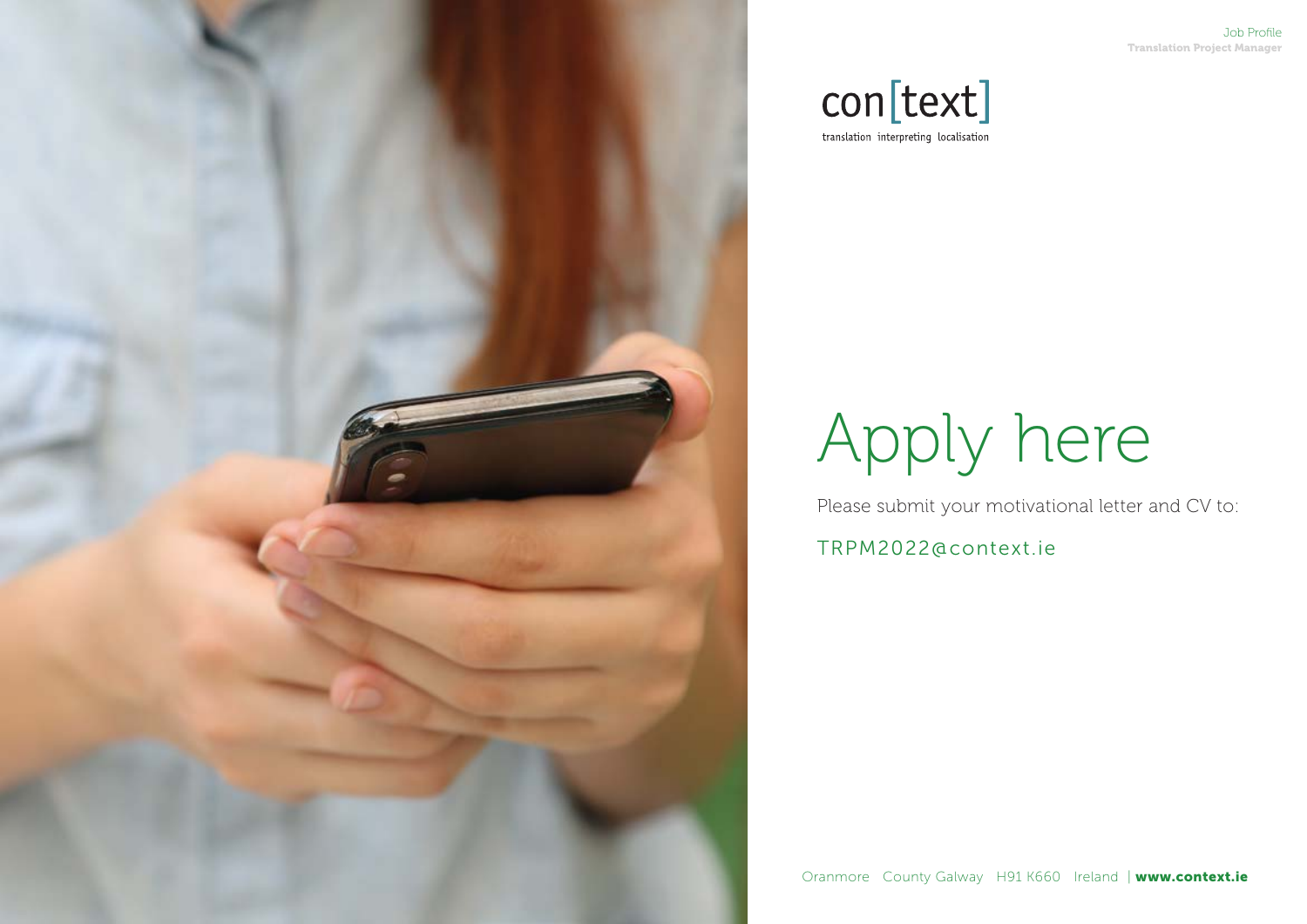con[text]

translation interpreting localisation

# Apply here

Please submit your motivational letter and CV to:

TRPM2022@context.ie

Oranmore County Galway H91 K660 Ireland | **www.context.ie**